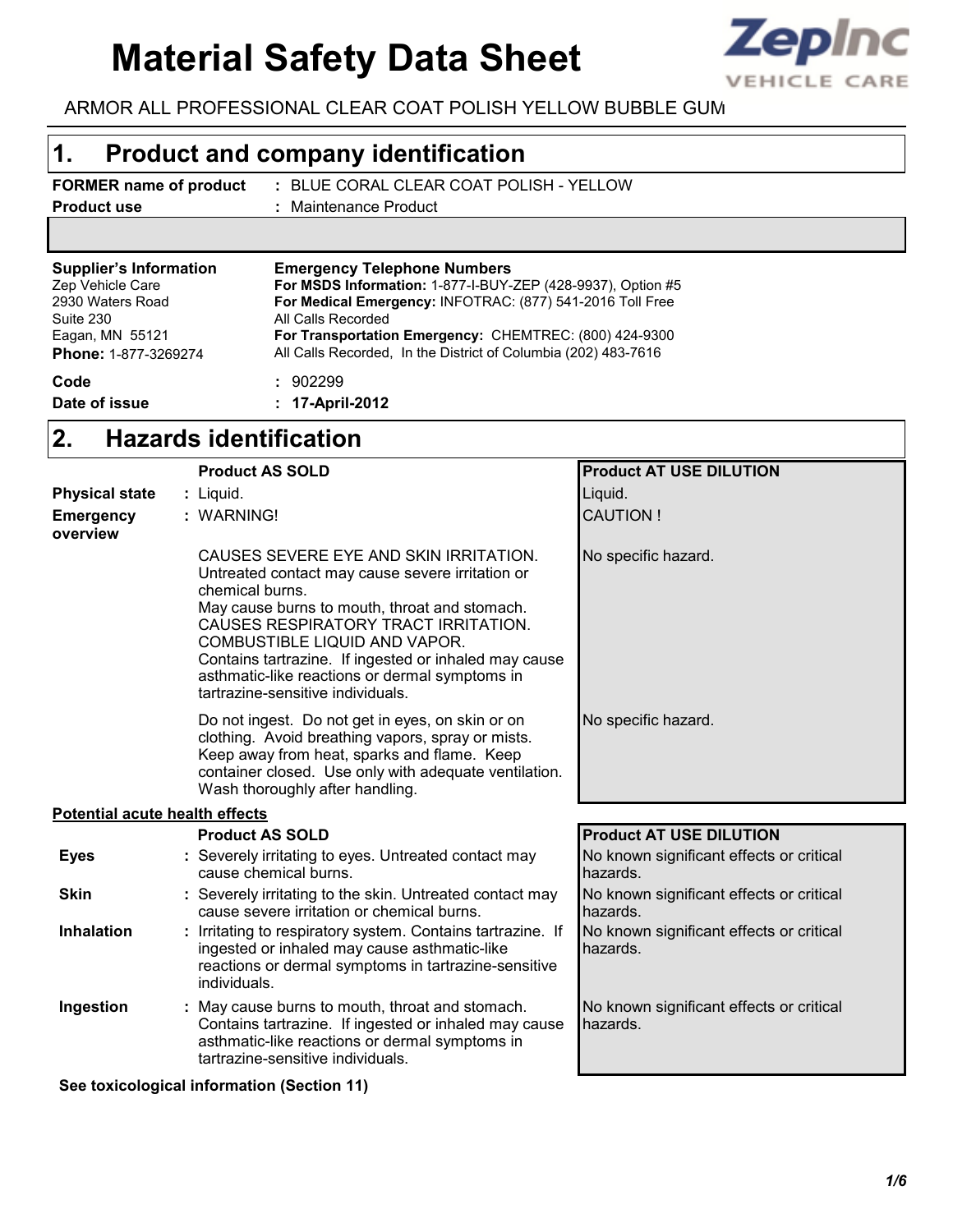# Material Safety Data Sheet

**ZepInc VEHICLE CARE**

ARMOR ALL PROFESSIONAL CLEAR COAT POLISH YELLOW BUBBLE GUM

## 1. Product and company identification

| | |
|---|---|
| **FORMER name of product** | : BLUE CORAL CLEAR COAT POLISH - YELLOW |
| **Product use** | : Maintenance Product |

**Supplier's Information**
Zep Vehicle Care
2930 Waters Road
Suite 230
Eagan, MN 55121
**Phone:** 1-877-3269274

**Emergency Telephone Numbers**
**For MSDS Information:** 1-877-I-BUY-ZEP (428-9937), Option #5
**For Medical Emergency:** INFOTRAC: (877) 541-2016 Toll Free
All Calls Recorded
**For Transportation Emergency:** CHEMTREC: (800) 424-9300
All Calls Recorded, In the District of Columbia (202) 483-7616

| | |
|---|---|
| **Code** | : 902299 |
| **Date of issue** | : **17-April-2012** |

## 2. Hazards identification

| | Product AS SOLD | Product AT USE DILUTION |
|---|---|---|
| **Physical state** | : Liquid. | Liquid. |
| **Emergency overview** | : WARNING! | CAUTION ! |
| | CAUSES SEVERE EYE AND SKIN IRRITATION. Untreated contact may cause severe irritation or chemical burns. May cause burns to mouth, throat and stomach. CAUSES RESPIRATORY TRACT IRRITATION. COMBUSTIBLE LIQUID AND VAPOR. Contains tartrazine. If ingested or inhaled may cause asthmatic-like reactions or dermal symptoms in tartrazine-sensitive individuals. | No specific hazard. |
| | Do not ingest. Do not get in eyes, on skin or on clothing. Avoid breathing vapors, spray or mists. Keep away from heat, sparks and flame. Keep container closed. Use only with adequate ventilation. Wash thoroughly after handling. | No specific hazard. |

**Potential acute health effects**

| | Product AS SOLD | Product AT USE DILUTION |
|---|---|---|
| **Eyes** | : Severely irritating to eyes. Untreated contact may cause chemical burns. | No known significant effects or critical hazards. |
| **Skin** | : Severely irritating to the skin. Untreated contact may cause severe irritation or chemical burns. | No known significant effects or critical hazards. |
| **Inhalation** | : Irritating to respiratory system. Contains tartrazine. If ingested or inhaled may cause asthmatic-like reactions or dermal symptoms in tartrazine-sensitive individuals. | No known significant effects or critical hazards. |
| **Ingestion** | : May cause burns to mouth, throat and stomach. Contains tartrazine. If ingested or inhaled may cause asthmatic-like reactions or dermal symptoms in tartrazine-sensitive individuals. | No known significant effects or critical hazards. |

**See toxicological information (Section 11)**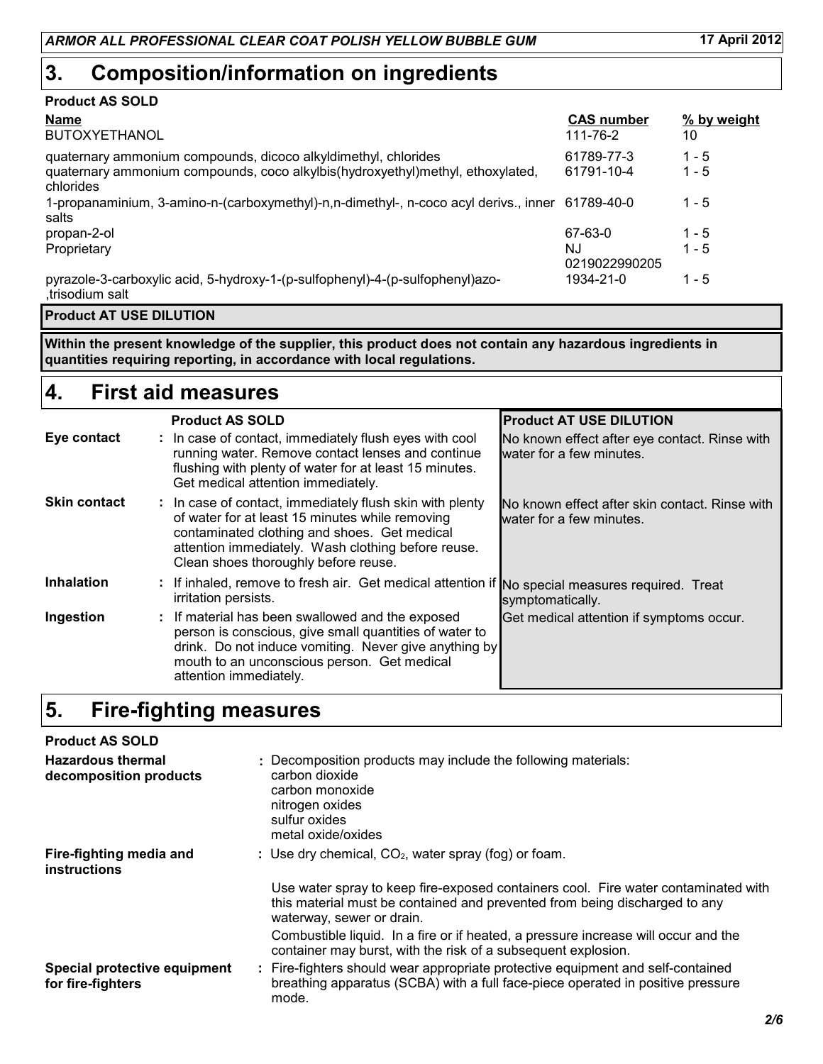## 3. Composition/information on ingredients

**Product AS SOLD**

| Name | CAS number | % by weight |
|---|---|---|
| BUTOXYETHANOL | 111-76-2 | 10 |
| quaternary ammonium compounds, dicoco alkyldimethyl, chlorides | 61789-77-3 | 1 - 5 |
| quaternary ammonium compounds, coco alkylbis(hydroxyethyl)methyl, ethoxylated, chlorides | 61791-10-4 | 1 - 5 |
| 1-propanaminium, 3-amino-n-(carboxymethyl)-n,n-dimethyl-, n-coco acyl derivs., inner salts | 61789-40-0 | 1 - 5 |
| propan-2-ol | 67-63-0 | 1 - 5 |
| Proprietary | NJ 0219022990205 | 1 - 5 |
| pyrazole-3-carboxylic acid, 5-hydroxy-1-(p-sulfophenyl)-4-(p-sulfophenyl)azo- ,trisodium salt | 1934-21-0 | 1 - 5 |

**Product AT USE DILUTION**

**Within the present knowledge of the supplier, this product does not contain any hazardous ingredients in quantities requiring reporting, in accordance with local regulations.**

## 4. First aid measures

| | Product AS SOLD | Product AT USE DILUTION |
|---|---|---|
| **Eye contact** | : In case of contact, immediately flush eyes with cool running water. Remove contact lenses and continue flushing with plenty of water for at least 15 minutes. Get medical attention immediately. | No known effect after eye contact. Rinse with water for a few minutes. |
| **Skin contact** | : In case of contact, immediately flush skin with plenty of water for at least 15 minutes while removing contaminated clothing and shoes. Get medical attention immediately. Wash clothing before reuse. Clean shoes thoroughly before reuse. | No known effect after skin contact. Rinse with water for a few minutes. |
| **Inhalation** | : If inhaled, remove to fresh air. Get medical attention if irritation persists. | No special measures required. Treat symptomatically. |
| **Ingestion** | : If material has been swallowed and the exposed person is conscious, give small quantities of water to drink. Do not induce vomiting. Never give anything by mouth to an unconscious person. Get medical attention immediately. | Get medical attention if symptoms occur. |

## 5. Fire-fighting measures

**Product AS SOLD**

**Hazardous thermal decomposition products** : Decomposition products may include the following materials:
carbon dioxide
carbon monoxide
nitrogen oxides
sulfur oxides
metal oxide/oxides

**Fire-fighting media and instructions** : Use dry chemical, $CO_2$, water spray (fog) or foam.

Use water spray to keep fire-exposed containers cool. Fire water contaminated with this material must be contained and prevented from being discharged to any waterway, sewer or drain.

Combustible liquid. In a fire or if heated, a pressure increase will occur and the container may burst, with the risk of a subsequent explosion.

**Special protective equipment for fire-fighters** : Fire-fighters should wear appropriate protective equipment and self-contained breathing apparatus (SCBA) with a full face-piece operated in positive pressure mode.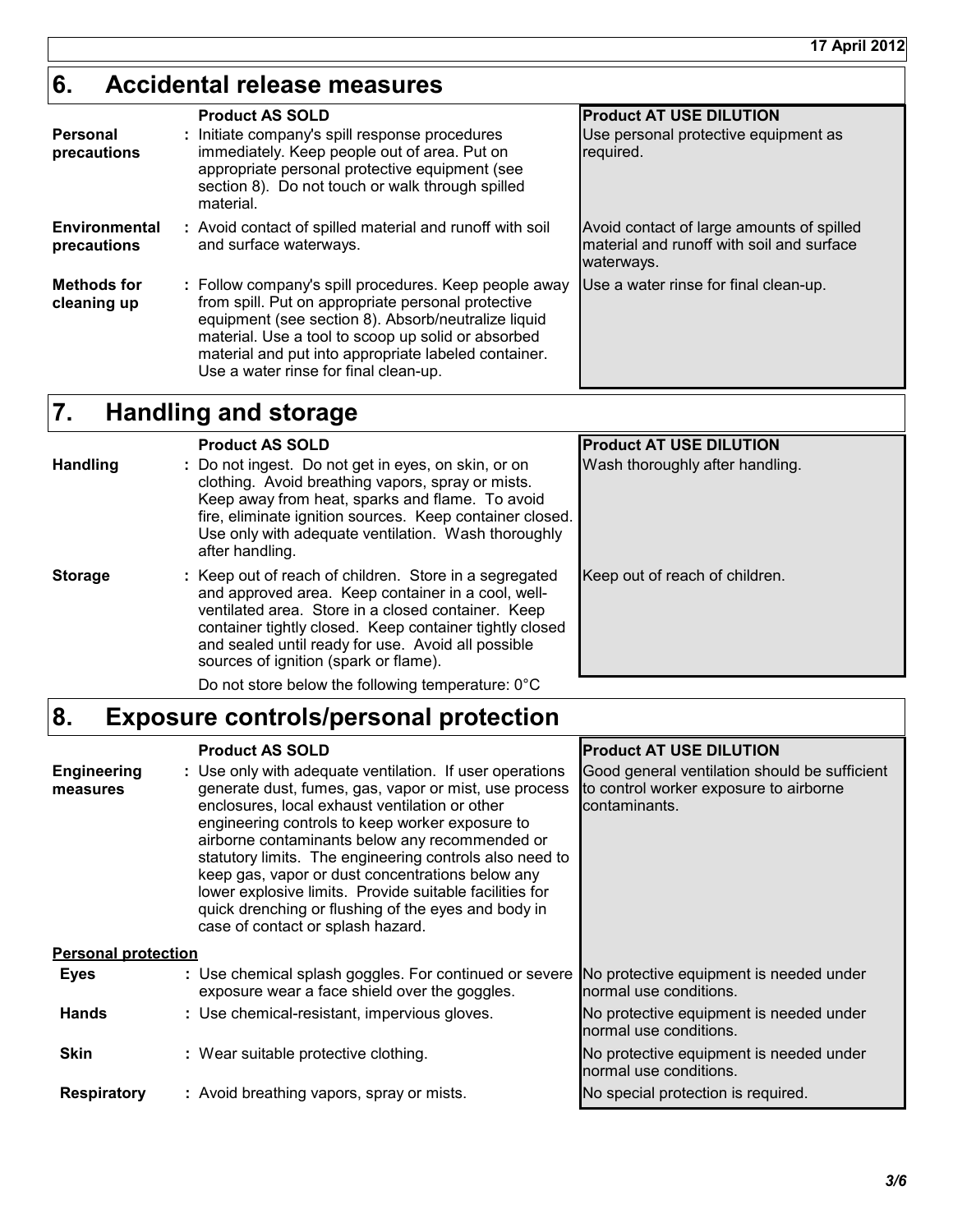17 April 2012

## 6. Accidental release measures

| | Product AS SOLD | Product AT USE DILUTION |
|---|---|---|
| **Personal precautions** | Initiate company's spill response procedures immediately. Keep people out of area. Put on appropriate personal protective equipment (see section 8). Do not touch or walk through spilled material. | Use personal protective equipment as required. |
| **Environmental precautions** | Avoid contact of spilled material and runoff with soil and surface waterways. | Avoid contact of large amounts of spilled material and runoff with soil and surface waterways. |
| **Methods for cleaning up** | Follow company's spill procedures. Keep people away from spill. Put on appropriate personal protective equipment (see section 8). Absorb/neutralize liquid material. Use a tool to scoop up solid or absorbed material and put into appropriate labeled container. Use a water rinse for final clean-up. | Use a water rinse for final clean-up. |

## 7. Handling and storage

| | Product AS SOLD | Product AT USE DILUTION |
|---|---|---|
| **Handling** | Do not ingest. Do not get in eyes, on skin, or on clothing. Avoid breathing vapors, spray or mists. Keep away from heat, sparks and flame. To avoid fire, eliminate ignition sources. Keep container closed. Use only with adequate ventilation. Wash thoroughly after handling. | Wash thoroughly after handling. |
| **Storage** | Keep out of reach of children. Store in a segregated and approved area. Keep container in a cool, well-ventilated area. Store in a closed container. Keep container tightly closed. Keep container tightly closed and sealed until ready for use. Avoid all possible sources of ignition (spark or flame). | Keep out of reach of children. |

Do not store below the following temperature: 0°C

## 8. Exposure controls/personal protection

| | Product AS SOLD | Product AT USE DILUTION |
|---|---|---|
| **Engineering measures** | Use only with adequate ventilation. If user operations generate dust, fumes, gas, vapor or mist, use process enclosures, local exhaust ventilation or other engineering controls to keep worker exposure to airborne contaminants below any recommended or statutory limits. The engineering controls also need to keep gas, vapor or dust concentrations below any lower explosive limits. Provide suitable facilities for quick drenching or flushing of the eyes and body in case of contact or splash hazard. | Good general ventilation should be sufficient to control worker exposure to airborne contaminants. |
| **Personal protection** | | |
| **Eyes** | Use chemical splash goggles. For continued or severe exposure wear a face shield over the goggles. | No protective equipment is needed under normal use conditions. |
| **Hands** | Use chemical-resistant, impervious gloves. | No protective equipment is needed under normal use conditions. |
| **Skin** | Wear suitable protective clothing. | No protective equipment is needed under normal use conditions. |
| **Respiratory** | Avoid breathing vapors, spray or mists. | No special protection is required. |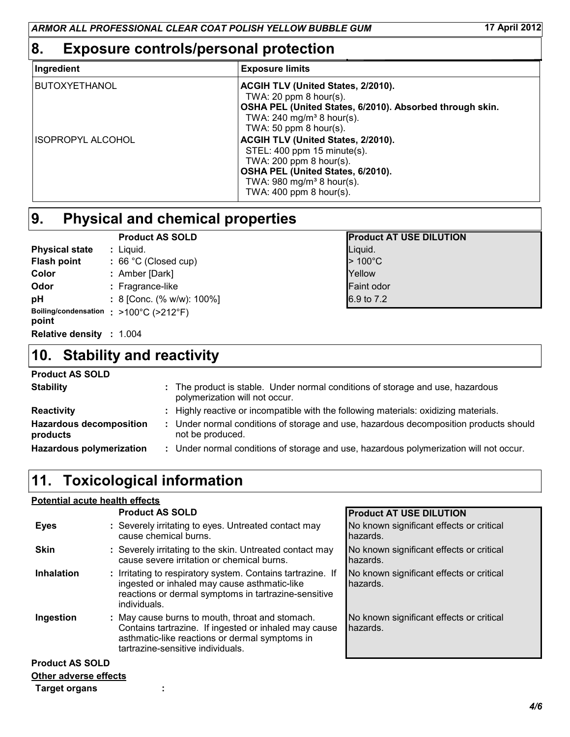## 8. Exposure controls/personal protection

| Ingredient | Exposure limits |
| --- | --- |
| BUTOXYETHANOL | **ACGIH TLV (United States, 2/2010).**<br>TWA: 20 ppm 8 hour(s).<br>**OSHA PEL (United States, 6/2010). Absorbed through skin.**<br>TWA: 240 mg/m³ 8 hour(s).<br>TWA: 50 ppm 8 hour(s). |
| ISOPROPYL ALCOHOL | **ACGIH TLV (United States, 2/2010).**<br>STEL: 400 ppm 15 minute(s).<br>TWA: 200 ppm 8 hour(s).<br>**OSHA PEL (United States, 6/2010).**<br>TWA: 980 mg/m³ 8 hour(s).<br>TWA: 400 ppm 8 hour(s). |

## 9. Physical and chemical properties

| | Product AS SOLD | Product AT USE DILUTION |
| --- | --- | --- |
| **Physical state** | : Liquid. | Liquid. |
| **Flash point** | : 66 °C (Closed cup) | > 100°C |
| **Color** | : Amber [Dark] | Yellow |
| **Odor** | : Fragrance-like | Faint odor |
| **pH** | : 8 [Conc. (% w/w): 100%] | 6.9 to 7.2 |
| **Boiling/condensation point** | : >100°C (>212°F) | |
| **Relative density** | : 1.004 | |

## 10. Stability and reactivity

**Product AS SOLD**

**Stability** : The product is stable. Under normal conditions of storage and use, hazardous polymerization will not occur.

**Reactivity** : Highly reactive or incompatible with the following materials: oxidizing materials.

**Hazardous decomposition products** : Under normal conditions of storage and use, hazardous decomposition products should not be produced.

**Hazardous polymerization** : Under normal conditions of storage and use, hazardous polymerization will not occur.

## 11. Toxicological information

**Potential acute health effects**

| | Product AS SOLD | Product AT USE DILUTION |
| --- | --- | --- |
| **Eyes** | : Severely irritating to eyes. Untreated contact may cause chemical burns. | No known significant effects or critical hazards. |
| **Skin** | : Severely irritating to the skin. Untreated contact may cause severe irritation or chemical burns. | No known significant effects or critical hazards. |
| **Inhalation** | : Irritating to respiratory system. Contains tartrazine. If ingested or inhaled may cause asthmatic-like reactions or dermal symptoms in tartrazine-sensitive individuals. | No known significant effects or critical hazards. |
| **Ingestion** | : May cause burns to mouth, throat and stomach. Contains tartrazine. If ingested or inhaled may cause asthmatic-like reactions or dermal symptoms in tartrazine-sensitive individuals. | No known significant effects or critical hazards. |

**Product AS SOLD**

**Other adverse effects**

**Target organs** :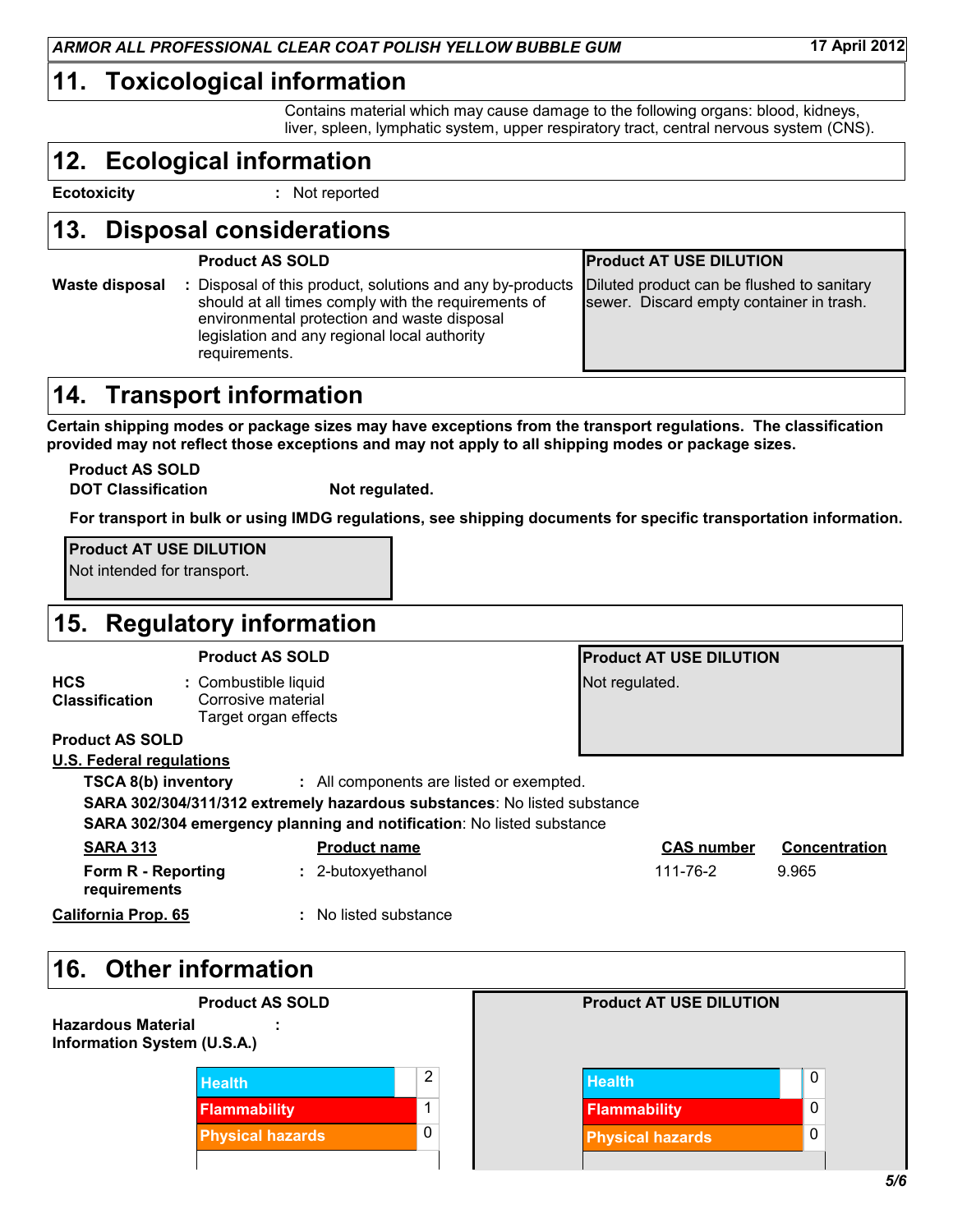## 11. Toxicological information

Contains material which may cause damage to the following organs: blood, kidneys, liver, spleen, lymphatic system, upper respiratory tract, central nervous system (CNS).

## 12. Ecological information

**Ecotoxicity** : Not reported

## 13. Disposal considerations

| | Product AS SOLD | Product AT USE DILUTION |
|---|---|---|
| **Waste disposal** | : Disposal of this product, solutions and any by-products should at all times comply with the requirements of environmental protection and waste disposal legislation and any regional local authority requirements. | Diluted product can be flushed to sanitary sewer. Discard empty container in trash. |

## 14. Transport information

**Certain shipping modes or package sizes may have exceptions from the transport regulations. The classification provided may not reflect those exceptions and may not apply to all shipping modes or package sizes.**

**Product AS SOLD**

**DOT Classification** **Not regulated.**

**For transport in bulk or using IMDG regulations, see shipping documents for specific transportation information.**

**Product AT USE DILUTION**

Not intended for transport.

## 15. Regulatory information

| | Product AS SOLD | Product AT USE DILUTION |
|---|---|---|
| **HCS Classification** | : Combustible liquid<br>Corrosive material<br>Target organ effects | Not regulated. |

**Product AS SOLD**

**U.S. Federal regulations**

**TSCA 8(b) inventory** : All components are listed or exempted.

**SARA 302/304/311/312 extremely hazardous substances**: No listed substance

**SARA 302/304 emergency planning and notification**: No listed substance

| SARA 313 | Product name | CAS number | Concentration |
|---|---|---|---|
| **Form R - Reporting requirements** | : 2-butoxyethanol | 111-76-2 | 9.965 |

**California Prop. 65** : No listed substance

## 16. Other information

**Hazardous Material Information System (U.S.A.)** :

| | Product AS SOLD | Product AT USE DILUTION |
|---|---|---|
| Health | 2 | 0 |
| Flammability | 1 | 0 |
| Physical hazards | 0 | 0 |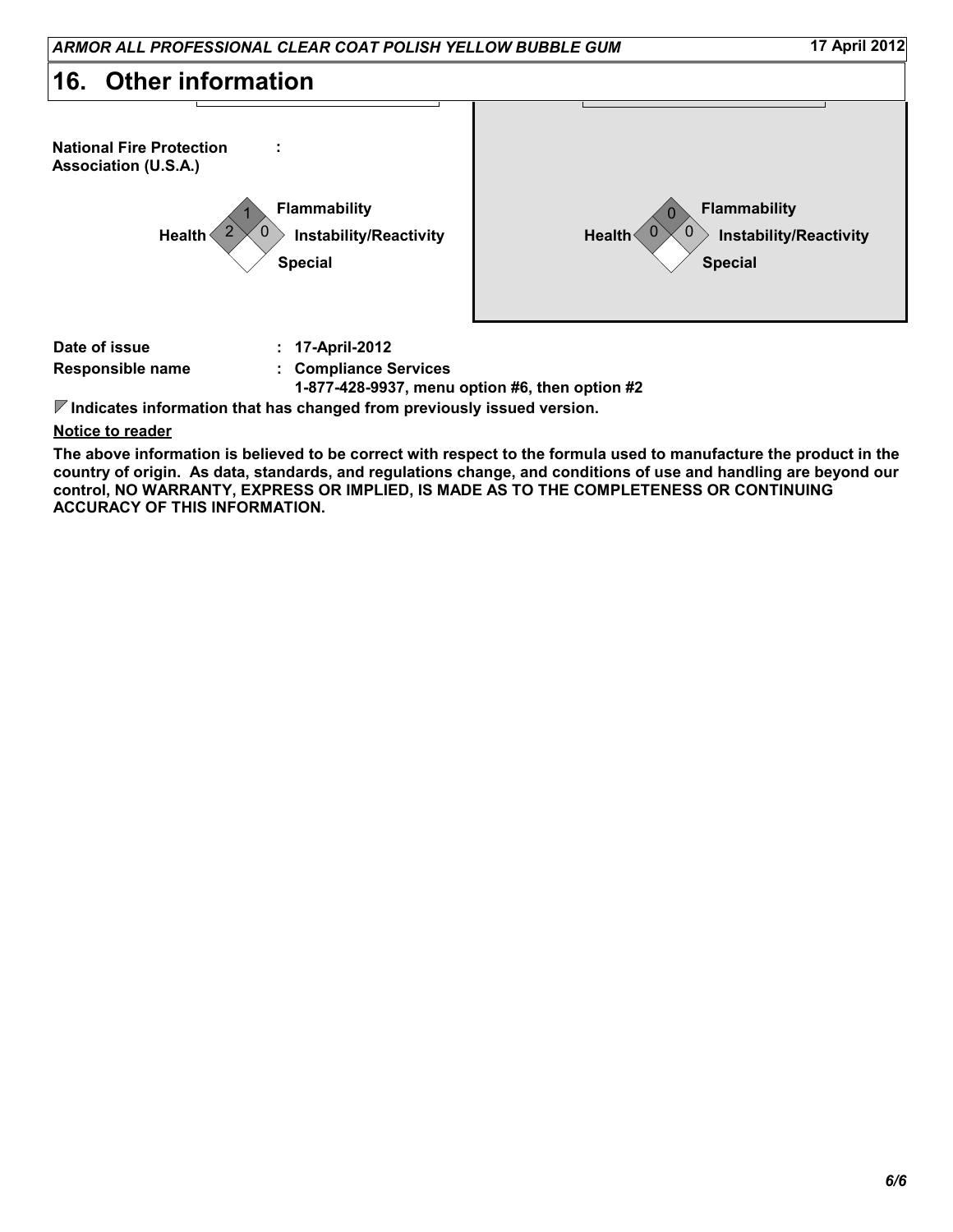## 16. Other information

**National Fire Protection Association (U.S.A.)** :

Flammability 1
Health 2
Instability/Reactivity 0
Special

Flammability 0
Health 0
Instability/Reactivity 0
Special

**Date of issue** : **17-April-2012**

**Responsible name** : **Compliance Services**
**1-877-428-9937, menu option #6, then option #2**

**Indicates information that has changed from previously issued version.**

**Notice to reader**

**The above information is believed to be correct with respect to the formula used to manufacture the product in the country of origin. As data, standards, and regulations change, and conditions of use and handling are beyond our control, NO WARRANTY, EXPRESS OR IMPLIED, IS MADE AS TO THE COMPLETENESS OR CONTINUING ACCURACY OF THIS INFORMATION.**